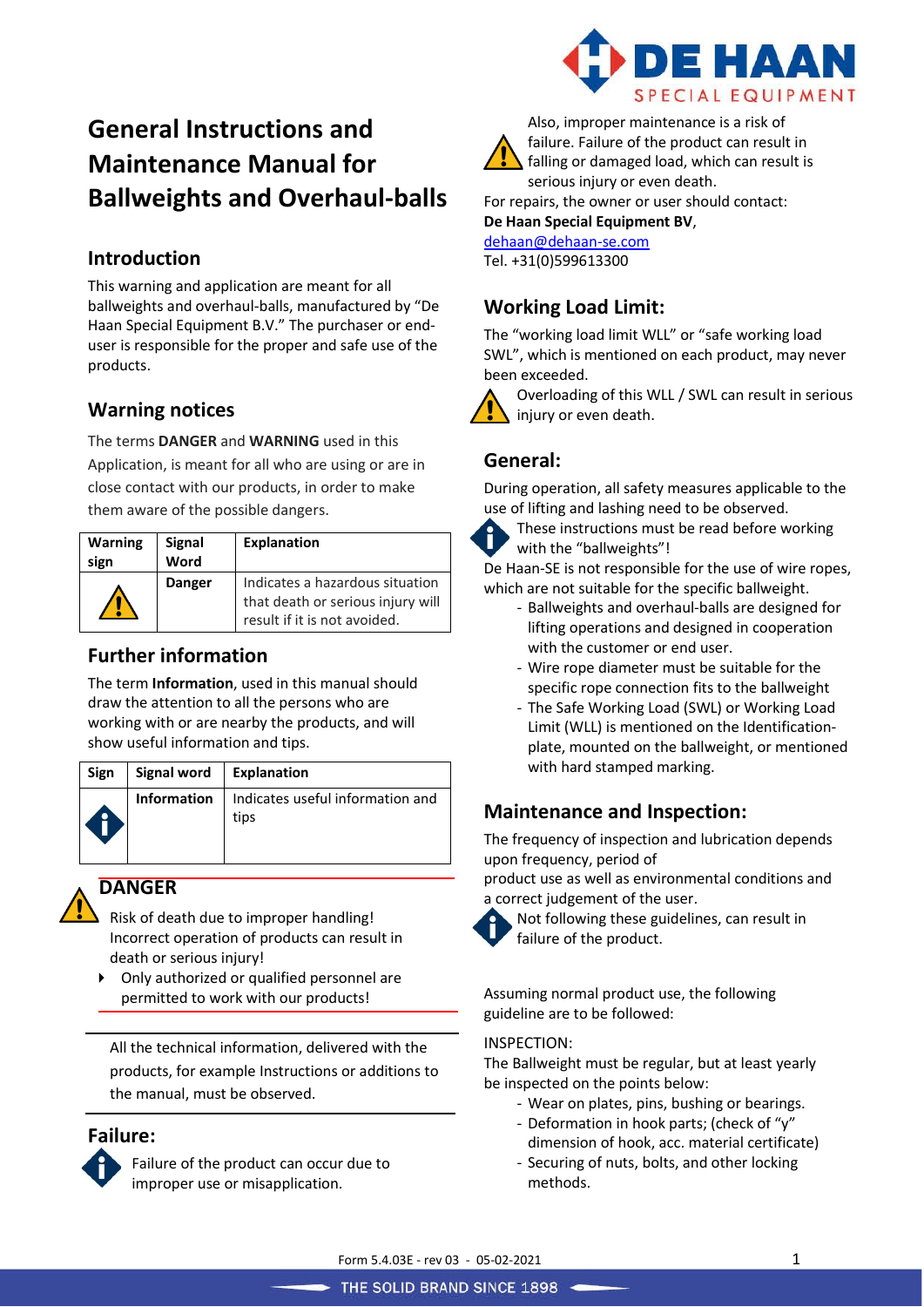# General Instructions and Maintenance Manual for Ballweights and Overhaul-balls

## Introduction

This warning and application are meant for all ballweights and overhaul-balls, manufactured by "De Haan Special Equipment B.V." The purchaser or end-user is responsible for the proper and safe use of the products.

## Warning notices

The terms **DANGER** and **WARNING** used in this Application, is meant for all who are using or are in close contact with our products, in order to make them aware of the possible dangers.

| Warning sign | Signal Word | Explanation |
|---|---|---|
| ⚠ | **Danger** | Indicates a hazardous situation that death or serious injury will result if it is not avoided. |

## Further information

The term **Information**, used in this manual should draw the attention to all the persons who are working with or are nearby the products, and will show useful information and tips.

| Sign | Signal word | Explanation |
|---|---|---|
| ℹ | **Information** | Indicates useful information and tips |

### DANGER

Risk of death due to improper handling! Incorrect operation of products can result in death or serious injury!

- Only authorized or qualified personnel are permitted to work with our products!

All the technical information, delivered with the products, for example Instructions or additions to the manual, must be observed.

## Failure:

Failure of the product can occur due to improper use or misapplication.

Also, improper maintenance is a risk of failure. Failure of the product can result in falling or damaged load, which can result is serious injury or even death.

For repairs, the owner or user should contact:
**De Haan Special Equipment BV**,
dehaan@dehaan-se.com
Tel. +31(0)599613300

## Working Load Limit:

The "working load limit WLL" or "safe working load SWL", which is mentioned on each product, may never been exceeded.

Overloading of this WLL / SWL can result in serious injury or even death.

## General:

During operation, all safety measures applicable to the use of lifting and lashing need to be observed.

These instructions must be read before working with the "ballweights"!

De Haan-SE is not responsible for the use of wire ropes, which are not suitable for the specific ballweight.

- Ballweights and overhaul-balls are designed for lifting operations and designed in cooperation with the customer or end user.
- Wire rope diameter must be suitable for the specific rope connection fits to the ballweight
- The Safe Working Load (SWL) or Working Load Limit (WLL) is mentioned on the Identification-plate, mounted on the ballweight, or mentioned with hard stamped marking.

## Maintenance and Inspection:

The frequency of inspection and lubrication depends upon frequency, period of
product use as well as environmental conditions and a correct judgement of the user.

Not following these guidelines, can result in failure of the product.

Assuming normal product use, the following guideline are to be followed:

INSPECTION:
The Ballweight must be regular, but at least yearly be inspected on the points below:

- Wear on plates, pins, bushing or bearings.
- Deformation in hook parts; (check of "y" dimension of hook, acc. material certificate)
- Securing of nuts, bolts, and other locking methods.

Form 5.4.03E - rev 03 - 05-02-2021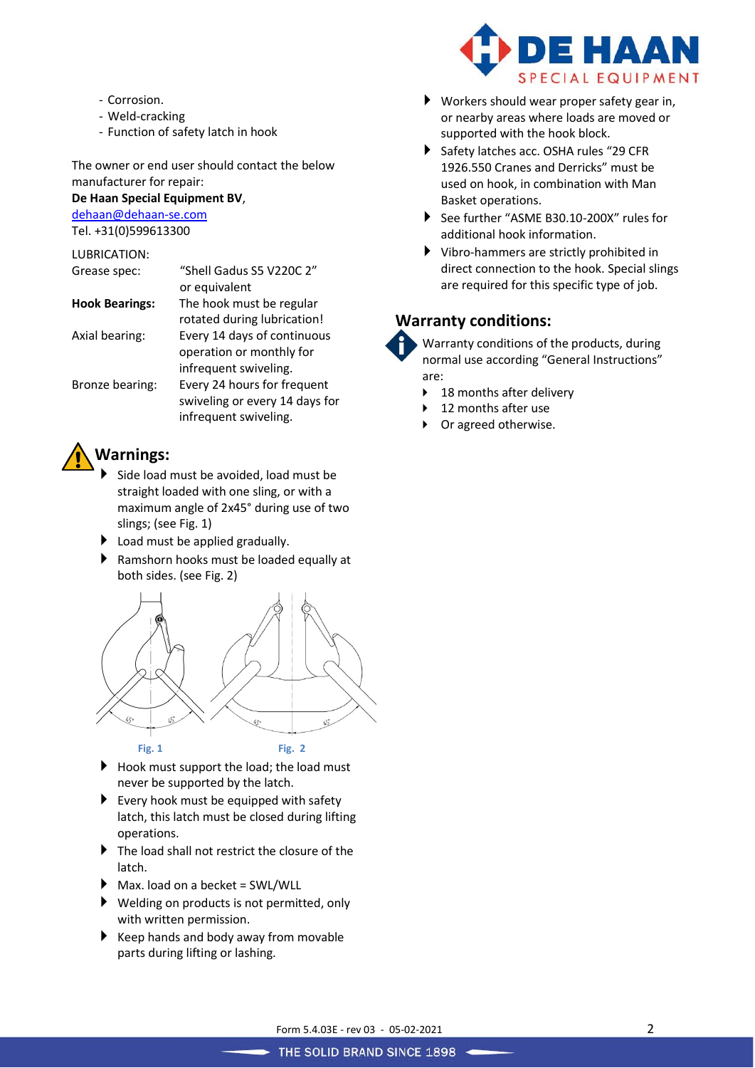- Corrosion.
- Weld-cracking
- Function of safety latch in hook

The owner or end user should contact the below manufacturer for repair:
**De Haan Special Equipment BV**,
[dehaan@dehaan-se.com](mailto:dehaan@dehaan-se.com)
Tel. +31(0)599613300

LUBRICATION:

| | |
|---|---|
| Grease spec: | "Shell Gadus S5 V220C 2" or equivalent |
| **Hook Bearings:** | The hook must be regular rotated during lubrication! |
| Axial bearing: | Every 14 days of continuous operation or monthly for infrequent swiveling. |
| Bronze bearing: | Every 24 hours for frequent swiveling or every 14 days for infrequent swiveling. |

## Warnings:

- Side load must be avoided, load must be straight loaded with one sling, or with a maximum angle of 2x45° during use of two slings; (see Fig. 1)
- Load must be applied gradually.
- Ramshorn hooks must be loaded equally at both sides. (see Fig. 2)

45° 45°

Fig. 1

45° 45°

Fig. 2

- Hook must support the load; the load must never be supported by the latch.
- Every hook must be equipped with safety latch, this latch must be closed during lifting operations.
- The load shall not restrict the closure of the latch.
- Max. load on a becket = SWL/WLL
- Welding on products is not permitted, only with written permission.
- Keep hands and body away from movable parts during lifting or lashing.
- Workers should wear proper safety gear in, or nearby areas where loads are moved or supported with the hook block.
- Safety latches acc. OSHA rules "29 CFR 1926.550 Cranes and Derricks" must be used on hook, in combination with Man Basket operations.
- See further "ASME B30.10-200X" rules for additional hook information.
- Vibro-hammers are strictly prohibited in direct connection to the hook. Special slings are required for this specific type of job.

## Warranty conditions:

Warranty conditions of the products, during normal use according "General Instructions" are:

- 18 months after delivery
- 12 months after use
- Or agreed otherwise.